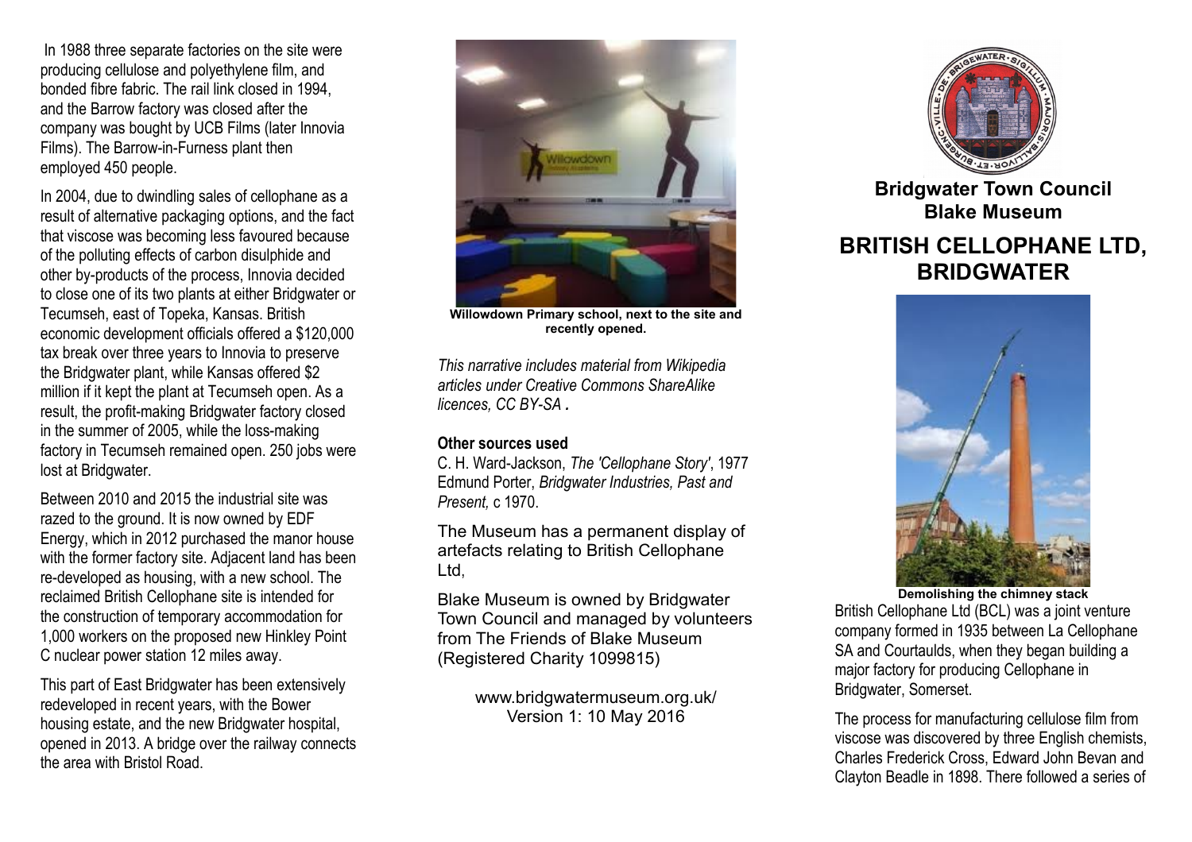In 1988 three separate factories on the site were producing cellulose and polyethylene film, and bonded fibre fabric. The rail link closed in 1994, and the Barrow factory was closed after the company was bought by UCB Films (later Innovia Films). The Barrow-in-Furness plant then employed 450 people.

In 2004, due to dwindling sales of cellophane as a result of alternative packaging options, and the fact that viscose was becoming less favoured because of the polluting effects of carbon disulphide and other by-products of the process, Innovia decided to close one of its two plants at either Bridgwater or Tecumseh, east of Topeka, Kansas. British economic development officials offered a $120,000 tax break over three years to Innovia to preserve the Bridgwater plant, while Kansas offered $2 million if it kept the plant at Tecumseh open. As a result, the profit-making Bridgwater factory closed in the summer of 2005, while the loss-making factory in Tecumseh remained open. 250 jobs were lost at Bridgwater.

Between 2010 and 2015 the industrial site was razed to the ground. It is now owned by EDF Energy, which in 2012 purchased the manor house with the former factory site. Adjacent land has been re-developed as housing, with a new school. The reclaimed British Cellophane site is intended for the construction of temporary accommodation for 1,000 workers on the proposed new Hinkley Point C nuclear power station 12 miles away.

This part of East Bridgwater has been extensively redeveloped in recent years, with the Bower housing estate, and the new Bridgwater hospital, opened in 2013. A bridge over the railway connects the area with Bristol Road.

**Willowdown Primary school, next to the site and recently opened.**

*This narrative includes material from Wikipedia articles under Creative Commons ShareAlike licences, CC BY-SA .*

**Other sources used**

C. H. Ward-Jackson, *The 'Cellophane Story'*, 1977
Edmund Porter, *Bridgwater Industries, Past and Present,* c 1970.

The Museum has a permanent display of artefacts relating to British Cellophane Ltd,

Blake Museum is owned by Bridgwater Town Council and managed by volunteers from The Friends of Blake Museum (Registered Charity 1099815)

www.bridgwatermuseum.org.uk/
Version 1: 10 May 2016

## Bridgwater Town Council
## Blake Museum

# BRITISH CELLOPHANE LTD, BRIDGWATER

**Demolishing the chimney stack**

British Cellophane Ltd (BCL) was a joint venture company formed in 1935 between La Cellophane SA and Courtaulds, when they began building a major factory for producing Cellophane in Bridgwater, Somerset.

The process for manufacturing cellulose film from viscose was discovered by three English chemists, Charles Frederick Cross, Edward John Bevan and Clayton Beadle in 1898. There followed a series of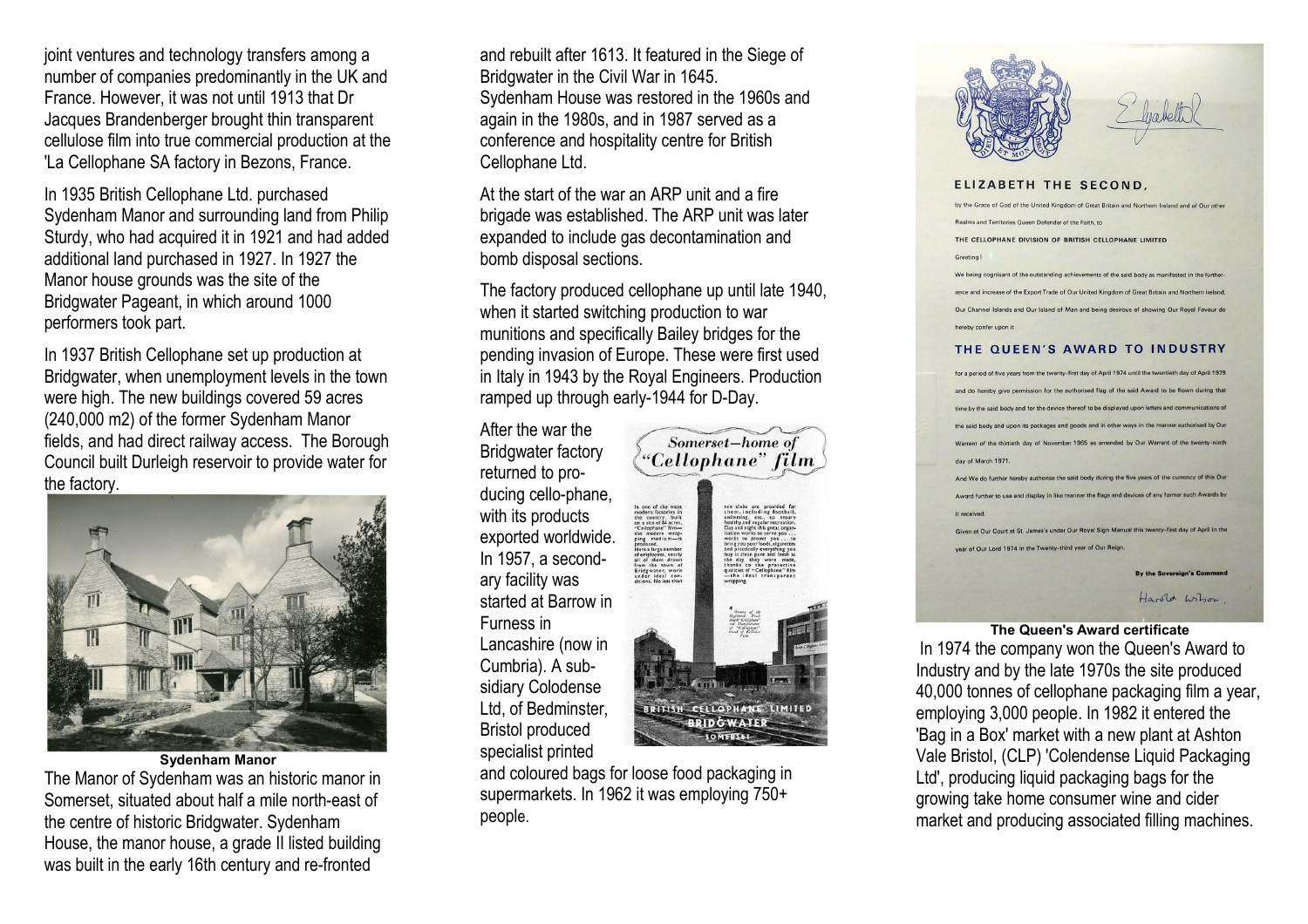joint ventures and technology transfers among a number of companies predominantly in the UK and France. However, it was not until 1913 that Dr Jacques Brandenberger brought thin transparent cellulose film into true commercial production at the 'La Cellophane SA factory in Bezons, France.

In 1935 British Cellophane Ltd. purchased Sydenham Manor and surrounding land from Philip Sturdy, who had acquired it in 1921 and had added additional land purchased in 1927. In 1927 the Manor house grounds was the site of the Bridgwater Pageant, in which around 1000 performers took part.

In 1937 British Cellophane set up production at Bridgwater, when unemployment levels in the town were high. The new buildings covered 59 acres (240,000 m2) of the former Sydenham Manor fields, and had direct railway access. The Borough Council built Durleigh reservoir to provide water for the factory.

**Sydenham Manor**

The Manor of Sydenham was an historic manor in Somerset, situated about half a mile north-east of the centre of historic Bridgwater. Sydenham House, the manor house, a grade II listed building was built in the early 16th century and re-fronted and rebuilt after 1613. It featured in the Siege of Bridgwater in the Civil War in 1645.

Sydenham House was restored in the 1960s and again in the 1980s, and in 1987 served as a conference and hospitality centre for British Cellophane Ltd.

At the start of the war an ARP unit and a fire brigade was established. The ARP unit was later expanded to include gas decontamination and bomb disposal sections.

The factory produced cellophane up until late 1940, when it started switching production to war munitions and specifically Bailey bridges for the pending invasion of Europe. These were first used in Italy in 1943 by the Royal Engineers. Production ramped up through early-1944 for D-Day.

After the war the Bridgwater factory returned to producing cello-phane, with its products exported worldwide. In 1957, a secondary facility was started at Barrow in Furness in Lancashire (now in Cumbria). A subsidiary Colodense Ltd, of Bedminster, Bristol produced specialist printed and coloured bags for loose food packaging in supermarkets. In 1962 it was employing 750+ people.

**The Queen's Award certificate**

In 1974 the company won the Queen's Award to Industry and by the late 1970s the site produced 40,000 tonnes of cellophane packaging film a year, employing 3,000 people. In 1982 it entered the 'Bag in a Box' market with a new plant at Ashton Vale Bristol, (CLP) 'Colendense Liquid Packaging Ltd', producing liquid packaging bags for the growing take home consumer wine and cider market and producing associated filling machines.